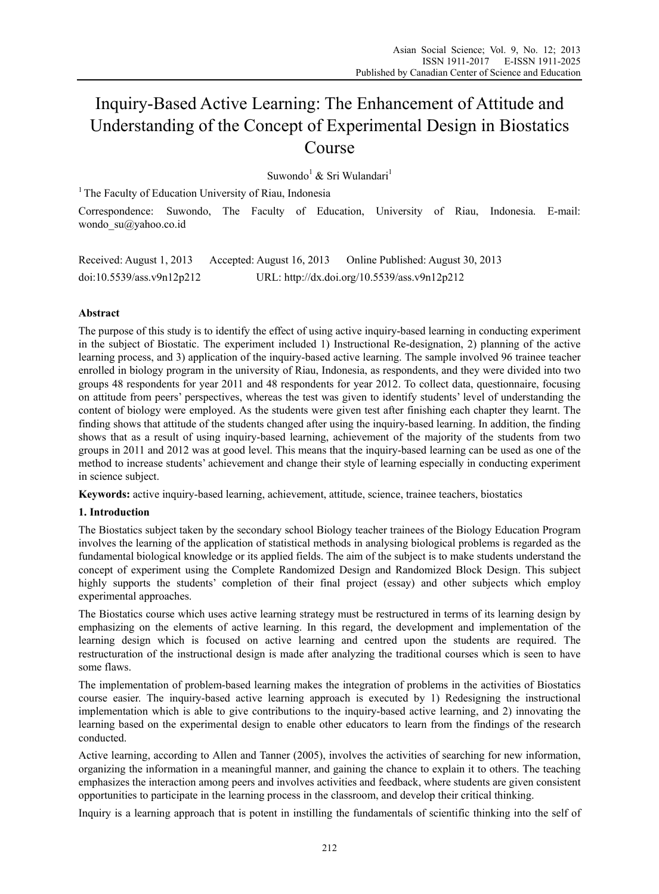# Inquiry-Based Active Learning: The Enhancement of Attitude and Understanding of the Concept of Experimental Design in Biostatics Course

Suwondo[1] & Sri Wulandari[1]

[1] The Faculty of Education University of Riau, Indonesia

Correspondence: Suwondo, The Faculty of Education, University of Riau, Indonesia. E-mail: wondo_su@yahoo.co.id

Received: August 1, 2013 Accepted: August 16, 2013 Online Published: August 30, 2013

doi:10.5539/ass.v9n12p212 URL: http://dx.doi.org/10.5539/ass.v9n12p212

## Abstract

The purpose of this study is to identify the effect of using active inquiry-based learning in conducting experiment in the subject of Biostatic. The experiment included 1) Instructional Re-designation, 2) planning of the active learning process, and 3) application of the inquiry-based active learning. The sample involved 96 trainee teacher enrolled in biology program in the university of Riau, Indonesia, as respondents, and they were divided into two groups 48 respondents for year 2011 and 48 respondents for year 2012. To collect data, questionnaire, focusing on attitude from peers' perspectives, whereas the test was given to identify students' level of understanding the content of biology were employed. As the students were given test after finishing each chapter they learnt. The finding shows that attitude of the students changed after using the inquiry-based learning. In addition, the finding shows that as a result of using inquiry-based learning, achievement of the majority of the students from two groups in 2011 and 2012 was at good level. This means that the inquiry-based learning can be used as one of the method to increase students' achievement and change their style of learning especially in conducting experiment in science subject.

**Keywords:** active inquiry-based learning, achievement, attitude, science, trainee teachers, biostatics

## 1. Introduction

The Biostatics subject taken by the secondary school Biology teacher trainees of the Biology Education Program involves the learning of the application of statistical methods in analysing biological problems is regarded as the fundamental biological knowledge or its applied fields. The aim of the subject is to make students understand the concept of experiment using the Complete Randomized Design and Randomized Block Design. This subject highly supports the students' completion of their final project (essay) and other subjects which employ experimental approaches.

The Biostatics course which uses active learning strategy must be restructured in terms of its learning design by emphasizing on the elements of active learning. In this regard, the development and implementation of the learning design which is focused on active learning and centred upon the students are required. The restructuration of the instructional design is made after analyzing the traditional courses which is seen to have some flaws.

The implementation of problem-based learning makes the integration of problems in the activities of Biostatics course easier. The inquiry-based active learning approach is executed by 1) Redesigning the instructional implementation which is able to give contributions to the inquiry-based active learning, and 2) innovating the learning based on the experimental design to enable other educators to learn from the findings of the research conducted.

Active learning, according to Allen and Tanner (2005), involves the activities of searching for new information, organizing the information in a meaningful manner, and gaining the chance to explain it to others. The teaching emphasizes the interaction among peers and involves activities and feedback, where students are given consistent opportunities to participate in the learning process in the classroom, and develop their critical thinking.

Inquiry is a learning approach that is potent in instilling the fundamentals of scientific thinking into the self of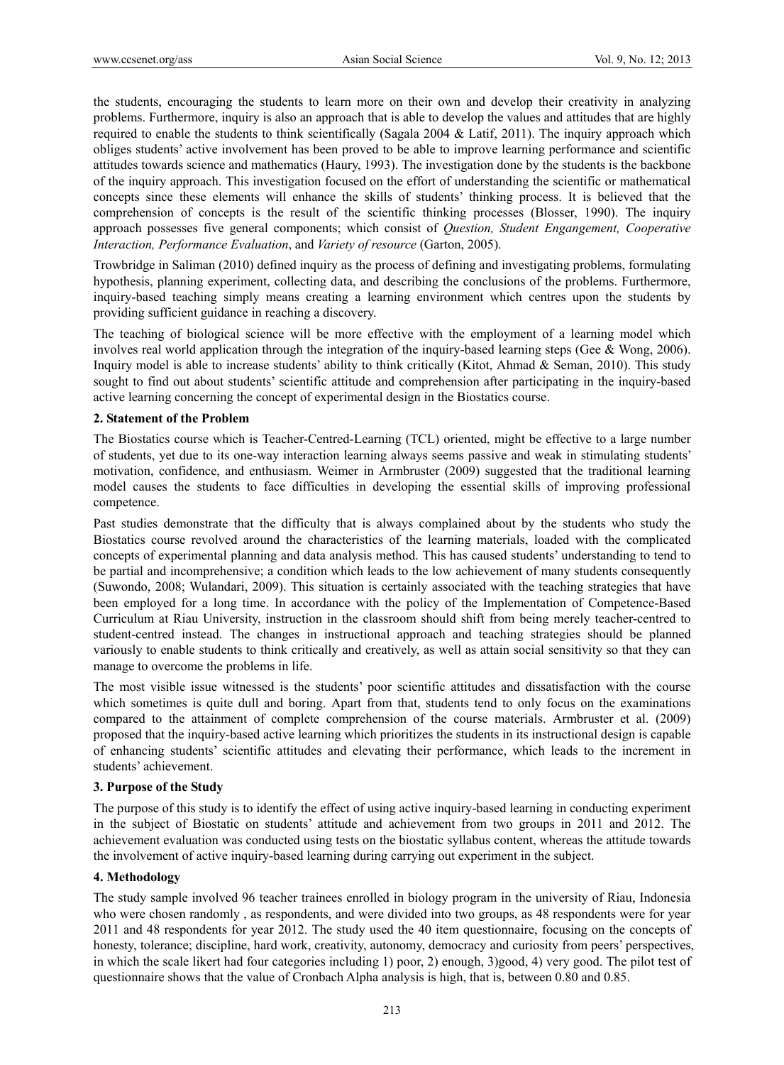the students, encouraging the students to learn more on their own and develop their creativity in analyzing problems. Furthermore, inquiry is also an approach that is able to develop the values and attitudes that are highly required to enable the students to think scientifically (Sagala 2004 & Latif, 2011). The inquiry approach which obliges students' active involvement has been proved to be able to improve learning performance and scientific attitudes towards science and mathematics (Haury, 1993). The investigation done by the students is the backbone of the inquiry approach. This investigation focused on the effort of understanding the scientific or mathematical concepts since these elements will enhance the skills of students' thinking process. It is believed that the comprehension of concepts is the result of the scientific thinking processes (Blosser, 1990). The inquiry approach possesses five general components; which consist of *Question, Student Engangement, Cooperative Interaction, Performance Evaluation*, and *Variety of resource* (Garton, 2005).

Trowbridge in Saliman (2010) defined inquiry as the process of defining and investigating problems, formulating hypothesis, planning experiment, collecting data, and describing the conclusions of the problems. Furthermore, inquiry-based teaching simply means creating a learning environment which centres upon the students by providing sufficient guidance in reaching a discovery.

The teaching of biological science will be more effective with the employment of a learning model which involves real world application through the integration of the inquiry-based learning steps (Gee & Wong, 2006). Inquiry model is able to increase students' ability to think critically (Kitot, Ahmad & Seman, 2010). This study sought to find out about students' scientific attitude and comprehension after participating in the inquiry-based active learning concerning the concept of experimental design in the Biostatics course.

## 2. Statement of the Problem

The Biostatics course which is Teacher-Centred-Learning (TCL) oriented, might be effective to a large number of students, yet due to its one-way interaction learning always seems passive and weak in stimulating students' motivation, confidence, and enthusiasm. Weimer in Armbruster (2009) suggested that the traditional learning model causes the students to face difficulties in developing the essential skills of improving professional competence.

Past studies demonstrate that the difficulty that is always complained about by the students who study the Biostatics course revolved around the characteristics of the learning materials, loaded with the complicated concepts of experimental planning and data analysis method. This has caused students' understanding to tend to be partial and incomprehensive; a condition which leads to the low achievement of many students consequently (Suwondo, 2008; Wulandari, 2009). This situation is certainly associated with the teaching strategies that have been employed for a long time. In accordance with the policy of the Implementation of Competence-Based Curriculum at Riau University, instruction in the classroom should shift from being merely teacher-centred to student-centred instead. The changes in instructional approach and teaching strategies should be planned variously to enable students to think critically and creatively, as well as attain social sensitivity so that they can manage to overcome the problems in life.

The most visible issue witnessed is the students' poor scientific attitudes and dissatisfaction with the course which sometimes is quite dull and boring. Apart from that, students tend to only focus on the examinations compared to the attainment of complete comprehension of the course materials. Armbruster et al. (2009) proposed that the inquiry-based active learning which prioritizes the students in its instructional design is capable of enhancing students' scientific attitudes and elevating their performance, which leads to the increment in students' achievement.

## 3. Purpose of the Study

The purpose of this study is to identify the effect of using active inquiry-based learning in conducting experiment in the subject of Biostatic on students' attitude and achievement from two groups in 2011 and 2012. The achievement evaluation was conducted using tests on the biostatic syllabus content, whereas the attitude towards the involvement of active inquiry-based learning during carrying out experiment in the subject.

## 4. Methodology

The study sample involved 96 teacher trainees enrolled in biology program in the university of Riau, Indonesia who were chosen randomly , as respondents, and were divided into two groups, as 48 respondents were for year 2011 and 48 respondents for year 2012. The study used the 40 item questionnaire, focusing on the concepts of honesty, tolerance; discipline, hard work, creativity, autonomy, democracy and curiosity from peers' perspectives, in which the scale likert had four categories including 1) poor, 2) enough, 3)good, 4) very good. The pilot test of questionnaire shows that the value of Cronbach Alpha analysis is high, that is, between 0.80 and 0.85.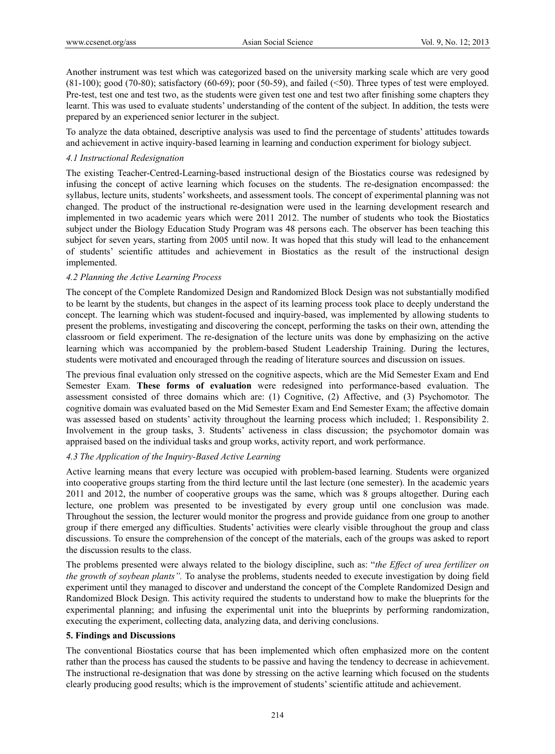Another instrument was test which was categorized based on the university marking scale which are very good (81-100); good (70-80); satisfactory (60-69); poor (50-59), and failed (<50). Three types of test were employed. Pre-test, test one and test two, as the students were given test one and test two after finishing some chapters they learnt. This was used to evaluate students' understanding of the content of the subject. In addition, the tests were prepared by an experienced senior lecturer in the subject.

To analyze the data obtained, descriptive analysis was used to find the percentage of students' attitudes towards and achievement in active inquiry-based learning in learning and conduction experiment for biology subject.

### *4.1 Instructional Redesignation*

The existing Teacher-Centred-Learning-based instructional design of the Biostatics course was redesigned by infusing the concept of active learning which focuses on the students. The re-designation encompassed: the syllabus, lecture units, students' worksheets, and assessment tools. The concept of experimental planning was not changed. The product of the instructional re-designation were used in the learning development research and implemented in two academic years which were 2011 2012. The number of students who took the Biostatics subject under the Biology Education Study Program was 48 persons each. The observer has been teaching this subject for seven years, starting from 2005 until now. It was hoped that this study will lead to the enhancement of students' scientific attitudes and achievement in Biostatics as the result of the instructional design implemented.

### *4.2 Planning the Active Learning Process*

The concept of the Complete Randomized Design and Randomized Block Design was not substantially modified to be learnt by the students, but changes in the aspect of its learning process took place to deeply understand the concept. The learning which was student-focused and inquiry-based, was implemented by allowing students to present the problems, investigating and discovering the concept, performing the tasks on their own, attending the classroom or field experiment. The re-designation of the lecture units was done by emphasizing on the active learning which was accompanied by the problem-based Student Leadership Training. During the lectures, students were motivated and encouraged through the reading of literature sources and discussion on issues.

The previous final evaluation only stressed on the cognitive aspects, which are the Mid Semester Exam and End Semester Exam. **These forms of evaluation** were redesigned into performance-based evaluation. The assessment consisted of three domains which are: (1) Cognitive, (2) Affective, and (3) Psychomotor. The cognitive domain was evaluated based on the Mid Semester Exam and End Semester Exam; the affective domain was assessed based on students' activity throughout the learning process which included; 1. Responsibility 2. Involvement in the group tasks, 3. Students' activeness in class discussion; the psychomotor domain was appraised based on the individual tasks and group works, activity report, and work performance.

### *4.3 The Application of the Inquiry-Based Active Learning*

Active learning means that every lecture was occupied with problem-based learning. Students were organized into cooperative groups starting from the third lecture until the last lecture (one semester). In the academic years 2011 and 2012, the number of cooperative groups was the same, which was 8 groups altogether. During each lecture, one problem was presented to be investigated by every group until one conclusion was made. Throughout the session, the lecturer would monitor the progress and provide guidance from one group to another group if there emerged any difficulties. Students' activities were clearly visible throughout the group and class discussions. To ensure the comprehension of the concept of the materials, each of the groups was asked to report the discussion results to the class.

The problems presented were always related to the biology discipline, such as: "*the Effect of urea fertilizer on the growth of soybean plants".* To analyse the problems, students needed to execute investigation by doing field experiment until they managed to discover and understand the concept of the Complete Randomized Design and Randomized Block Design. This activity required the students to understand how to make the blueprints for the experimental planning; and infusing the experimental unit into the blueprints by performing randomization, executing the experiment, collecting data, analyzing data, and deriving conclusions.

## **5. Findings and Discussions**

The conventional Biostatics course that has been implemented which often emphasized more on the content rather than the process has caused the students to be passive and having the tendency to decrease in achievement. The instructional re-designation that was done by stressing on the active learning which focused on the students clearly producing good results; which is the improvement of students' scientific attitude and achievement.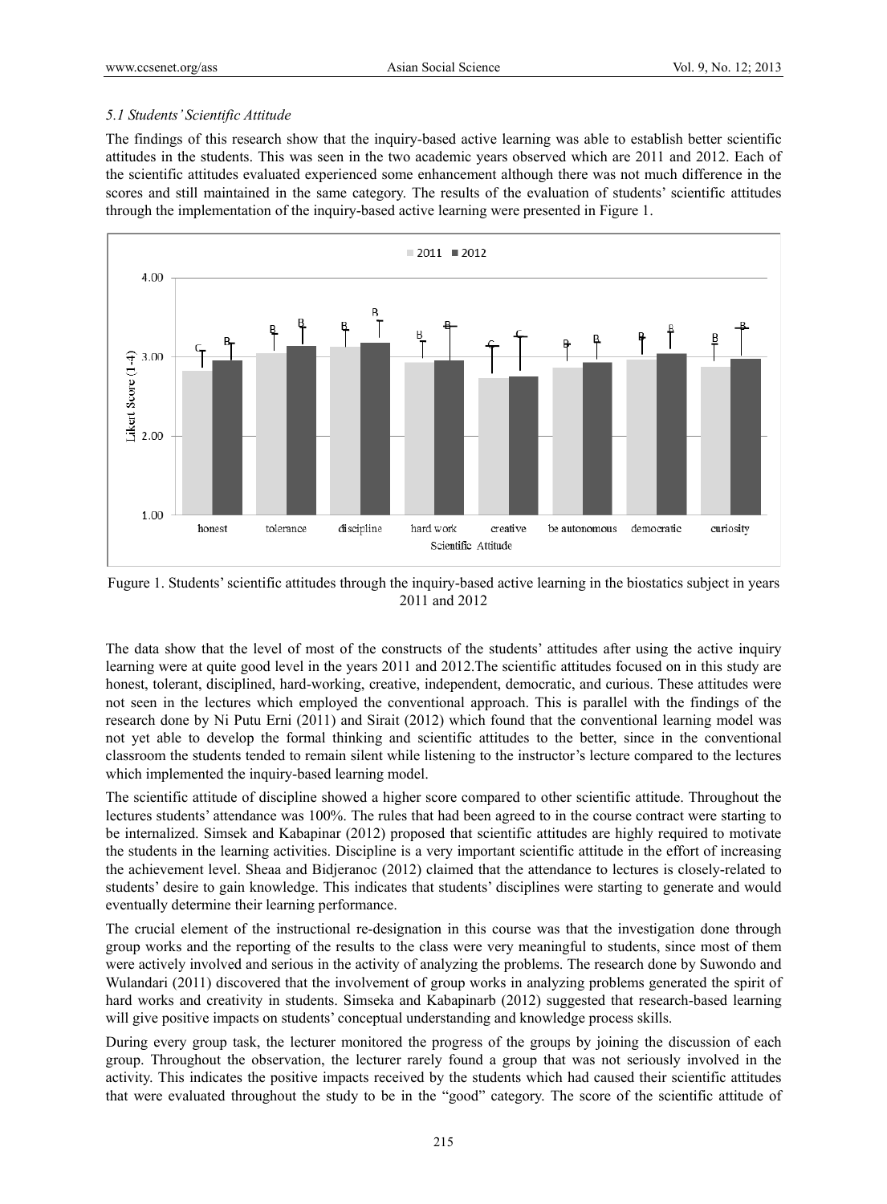*5.1 Students' Scientific Attitude*

The findings of this research show that the inquiry-based active learning was able to establish better scientific attitudes in the students. This was seen in the two academic years observed which are 2011 and 2012. Each of the scientific attitudes evaluated experienced some enhancement although there was not much difference in the scores and still maintained in the same category. The results of the evaluation of students' scientific attitudes through the implementation of the inquiry-based active learning were presented in Figure 1.

Fugure 1. Students' scientific attitudes through the inquiry-based active learning in the biostatics subject in years 2011 and 2012

The data show that the level of most of the constructs of the students' attitudes after using the active inquiry learning were at quite good level in the years 2011 and 2012.The scientific attitudes focused on in this study are honest, tolerant, disciplined, hard-working, creative, independent, democratic, and curious. These attitudes were not seen in the lectures which employed the conventional approach. This is parallel with the findings of the research done by Ni Putu Erni (2011) and Sirait (2012) which found that the conventional learning model was not yet able to develop the formal thinking and scientific attitudes to the better, since in the conventional classroom the students tended to remain silent while listening to the instructor's lecture compared to the lectures which implemented the inquiry-based learning model.

The scientific attitude of discipline showed a higher score compared to other scientific attitude. Throughout the lectures students' attendance was 100%. The rules that had been agreed to in the course contract were starting to be internalized. Simsek and Kabapinar (2012) proposed that scientific attitudes are highly required to motivate the students in the learning activities. Discipline is a very important scientific attitude in the effort of increasing the achievement level. Sheaa and Bidjeranoc (2012) claimed that the attendance to lectures is closely-related to students' desire to gain knowledge. This indicates that students' disciplines were starting to generate and would eventually determine their learning performance.

The crucial element of the instructional re-designation in this course was that the investigation done through group works and the reporting of the results to the class were very meaningful to students, since most of them were actively involved and serious in the activity of analyzing the problems. The research done by Suwondo and Wulandari (2011) discovered that the involvement of group works in analyzing problems generated the spirit of hard works and creativity in students. Simseka and Kabapinarb (2012) suggested that research-based learning will give positive impacts on students' conceptual understanding and knowledge process skills.

During every group task, the lecturer monitored the progress of the groups by joining the discussion of each group. Throughout the observation, the lecturer rarely found a group that was not seriously involved in the activity. This indicates the positive impacts received by the students which had caused their scientific attitudes that were evaluated throughout the study to be in the "good" category. The score of the scientific attitude of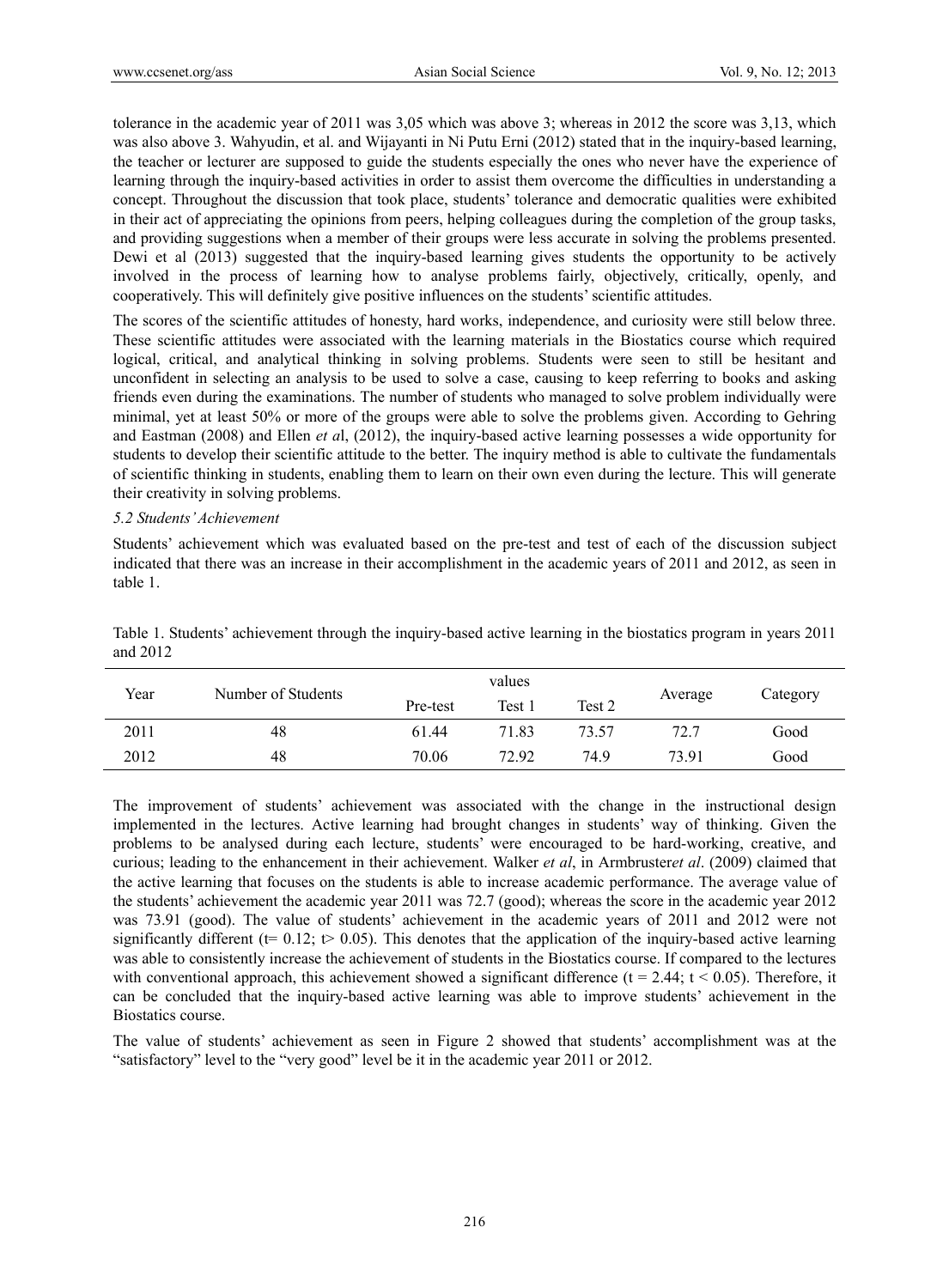tolerance in the academic year of 2011 was 3,05 which was above 3; whereas in 2012 the score was 3,13, which was also above 3. Wahyudin, et al. and Wijayanti in Ni Putu Erni (2012) stated that in the inquiry-based learning, the teacher or lecturer are supposed to guide the students especially the ones who never have the experience of learning through the inquiry-based activities in order to assist them overcome the difficulties in understanding a concept. Throughout the discussion that took place, students' tolerance and democratic qualities were exhibited in their act of appreciating the opinions from peers, helping colleagues during the completion of the group tasks, and providing suggestions when a member of their groups were less accurate in solving the problems presented. Dewi et al (2013) suggested that the inquiry-based learning gives students the opportunity to be actively involved in the process of learning how to analyse problems fairly, objectively, critically, openly, and cooperatively. This will definitely give positive influences on the students' scientific attitudes.

The scores of the scientific attitudes of honesty, hard works, independence, and curiosity were still below three. These scientific attitudes were associated with the learning materials in the Biostatics course which required logical, critical, and analytical thinking in solving problems. Students were seen to still be hesitant and unconfident in selecting an analysis to be used to solve a case, causing to keep referring to books and asking friends even during the examinations. The number of students who managed to solve problem individually were minimal, yet at least 50% or more of the groups were able to solve the problems given. According to Gehring and Eastman (2008) and Ellen *et a*l, (2012), the inquiry-based active learning possesses a wide opportunity for students to develop their scientific attitude to the better. The inquiry method is able to cultivate the fundamentals of scientific thinking in students, enabling them to learn on their own even during the lecture. This will generate their creativity in solving problems.

### *5.2 Students' Achievement*

Students' achievement which was evaluated based on the pre-test and test of each of the discussion subject indicated that there was an increase in their accomplishment in the academic years of 2011 and 2012, as seen in table 1.

Table 1. Students' achievement through the inquiry-based active learning in the biostatics program in years 2011 and 2012

| Year | Number of Students | values | | | Average | Category |
|---|---|---|---|---|---|---|
| | | Pre-test | Test 1 | Test 2 | | |
| 2011 | 48 | 61.44 | 71.83 | 73.57 | 72.7 | Good |
| 2012 | 48 | 70.06 | 72.92 | 74.9 | 73.91 | Good |

The improvement of students' achievement was associated with the change in the instructional design implemented in the lectures. Active learning had brought changes in students' way of thinking. Given the problems to be analysed during each lecture, students' were encouraged to be hard-working, creative, and curious; leading to the enhancement in their achievement. Walker *et al*, in Armbruster*et al*. (2009) claimed that the active learning that focuses on the students is able to increase academic performance. The average value of the students' achievement the academic year 2011 was 72.7 (good); whereas the score in the academic year 2012 was 73.91 (good). The value of students' achievement in the academic years of 2011 and 2012 were not significantly different ($t= 0.12$; $t> 0.05$). This denotes that the application of the inquiry-based active learning was able to consistently increase the achievement of students in the Biostatics course. If compared to the lectures with conventional approach, this achievement showed a significant difference ($t = 2.44$; $t < 0.05$). Therefore, it can be concluded that the inquiry-based active learning was able to improve students' achievement in the Biostatics course.

The value of students' achievement as seen in Figure 2 showed that students' accomplishment was at the "satisfactory" level to the "very good" level be it in the academic year 2011 or 2012.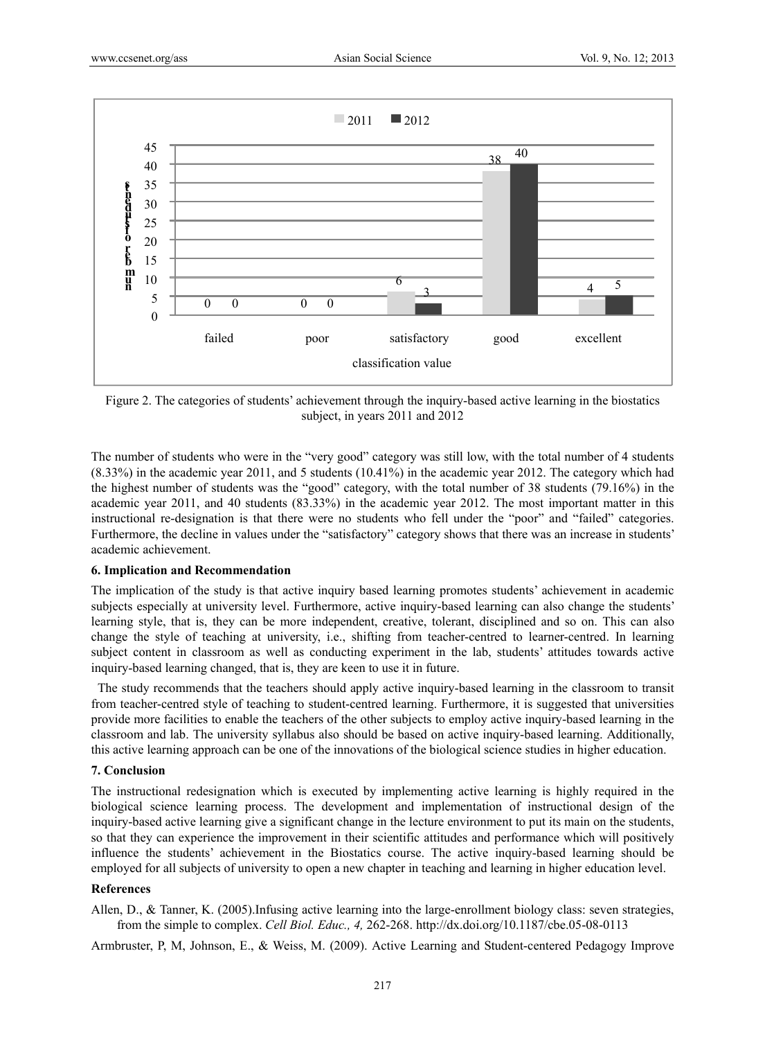Figure 2. The categories of students' achievement through the inquiry-based active learning in the biostatics subject, in years 2011 and 2012

The number of students who were in the "very good" category was still low, with the total number of 4 students (8.33%) in the academic year 2011, and 5 students (10.41%) in the academic year 2012. The category which had the highest number of students was the "good" category, with the total number of 38 students (79.16%) in the academic year 2011, and 40 students (83.33%) in the academic year 2012. The most important matter in this instructional re-designation is that there were no students who fell under the "poor" and "failed" categories. Furthermore, the decline in values under the "satisfactory" category shows that there was an increase in students' academic achievement.

### 6. Implication and Recommendation

The implication of the study is that active inquiry based learning promotes students' achievement in academic subjects especially at university level. Furthermore, active inquiry-based learning can also change the students' learning style, that is, they can be more independent, creative, tolerant, disciplined and so on. This can also change the style of teaching at university, i.e., shifting from teacher-centred to learner-centred. In learning subject content in classroom as well as conducting experiment in the lab, students' attitudes towards active inquiry-based learning changed, that is, they are keen to use it in future.

The study recommends that the teachers should apply active inquiry-based learning in the classroom to transit from teacher-centred style of teaching to student-centred learning. Furthermore, it is suggested that universities provide more facilities to enable the teachers of the other subjects to employ active inquiry-based learning in the classroom and lab. The university syllabus also should be based on active inquiry-based learning. Additionally, this active learning approach can be one of the innovations of the biological science studies in higher education.

### 7. Conclusion

The instructional redesignation which is executed by implementing active learning is highly required in the biological science learning process. The development and implementation of instructional design of the inquiry-based active learning give a significant change in the lecture environment to put its main on the students, so that they can experience the improvement in their scientific attitudes and performance which will positively influence the students' achievement in the Biostatics course. The active inquiry-based learning should be employed for all subjects of university to open a new chapter in teaching and learning in higher education level.

### References

Allen, D., & Tanner, K. (2005).Infusing active learning into the large-enrollment biology class: seven strategies, from the simple to complex. *Cell Biol. Educ., 4,* 262-268. http://dx.doi.org/10.1187/cbe.05-08-0113

Armbruster, P, M, Johnson, E., & Weiss, M. (2009). Active Learning and Student-centered Pedagogy Improve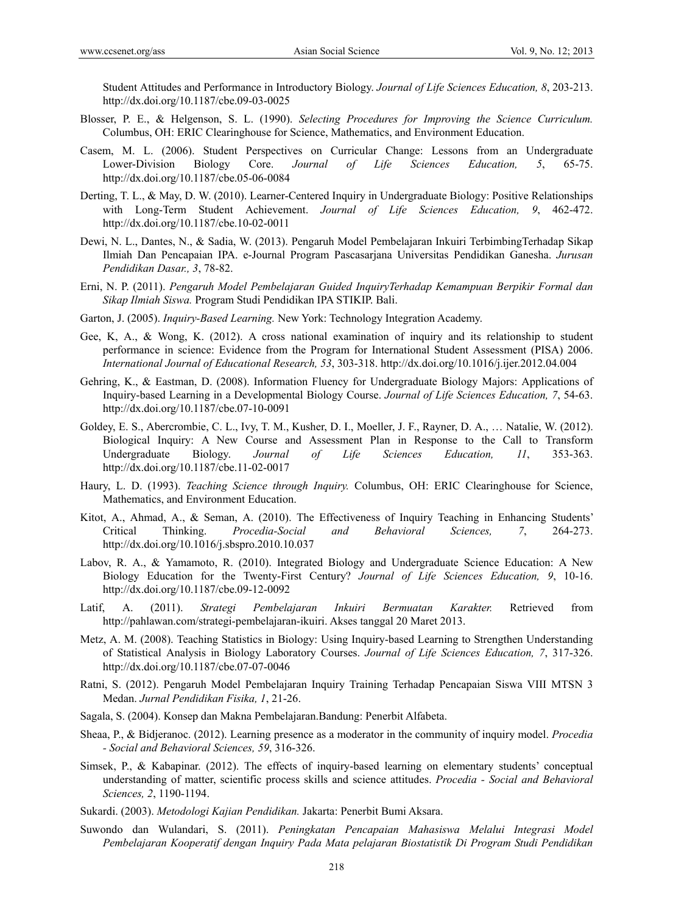Student Attitudes and Performance in Introductory Biology. *Journal of Life Sciences Education, 8*, 203-213. http://dx.doi.org/10.1187/cbe.09-03-0025

Blosser, P. E., & Helgenson, S. L. (1990). *Selecting Procedures for Improving the Science Curriculum.* Columbus, OH: ERIC Clearinghouse for Science, Mathematics, and Environment Education.

Casem, M. L. (2006). Student Perspectives on Curricular Change: Lessons from an Undergraduate Lower-Division Biology Core. *Journal of Life Sciences Education, 5*, 65-75. http://dx.doi.org/10.1187/cbe.05-06-0084

Derting, T. L., & May, D. W. (2010). Learner-Centered Inquiry in Undergraduate Biology: Positive Relationships with Long-Term Student Achievement. *Journal of Life Sciences Education, 9*, 462-472. http://dx.doi.org/10.1187/cbe.10-02-0011

Dewi, N. L., Dantes, N., & Sadia, W. (2013). Pengaruh Model Pembelajaran Inkuiri TerbimbingTerhadap Sikap Ilmiah Dan Pencapaian IPA. e-Journal Program Pascasarjana Universitas Pendidikan Ganesha. *Jurusan Pendidikan Dasar., 3*, 78-82.

Erni, N. P. (2011). *Pengaruh Model Pembelajaran Guided InquiryTerhadap Kemampuan Berpikir Formal dan Sikap Ilmiah Siswa.* Program Studi Pendidikan IPA STIKIP. Bali.

Garton, J. (2005). *Inquiry-Based Learning.* New York: Technology Integration Academy.

Gee, K, A., & Wong, K. (2012). A cross national examination of inquiry and its relationship to student performance in science: Evidence from the Program for International Student Assessment (PISA) 2006. *International Journal of Educational Research, 53*, 303-318. http://dx.doi.org/10.1016/j.ijer.2012.04.004

Gehring, K., & Eastman, D. (2008). Information Fluency for Undergraduate Biology Majors: Applications of Inquiry-based Learning in a Developmental Biology Course. *Journal of Life Sciences Education, 7*, 54-63. http://dx.doi.org/10.1187/cbe.07-10-0091

Goldey, E. S., Abercrombie, C. L., Ivy, T. M., Kusher, D. I., Moeller, J. F., Rayner, D. A., … Natalie, W. (2012). Biological Inquiry: A New Course and Assessment Plan in Response to the Call to Transform Undergraduate Biology. *Journal of Life Sciences Education, 11*, 353-363. http://dx.doi.org/10.1187/cbe.11-02-0017

Haury, L. D. (1993). *Teaching Science through Inquiry.* Columbus, OH: ERIC Clearinghouse for Science, Mathematics, and Environment Education.

Kitot, A., Ahmad, A., & Seman, A. (2010). The Effectiveness of Inquiry Teaching in Enhancing Students' Critical Thinking. *Procedia-Social and Behavioral Sciences, 7*, 264-273. http://dx.doi.org/10.1016/j.sbspro.2010.10.037

Labov, R. A., & Yamamoto, R. (2010). Integrated Biology and Undergraduate Science Education: A New Biology Education for the Twenty-First Century? *Journal of Life Sciences Education, 9*, 10-16. http://dx.doi.org/10.1187/cbe.09-12-0092

Latif, A. (2011). *Strategi Pembelajaran Inkuiri Bermuatan Karakter.* Retrieved from http://pahlawan.com/strategi-pembelajaran-ikuiri. Akses tanggal 20 Maret 2013.

Metz, A. M. (2008). Teaching Statistics in Biology: Using Inquiry-based Learning to Strengthen Understanding of Statistical Analysis in Biology Laboratory Courses. *Journal of Life Sciences Education, 7*, 317-326. http://dx.doi.org/10.1187/cbe.07-07-0046

Ratni, S. (2012). Pengaruh Model Pembelajaran Inquiry Training Terhadap Pencapaian Siswa VIII MTSN 3 Medan. *Jurnal Pendidikan Fisika, 1*, 21-26.

Sagala, S. (2004). Konsep dan Makna Pembelajaran.Bandung: Penerbit Alfabeta.

Sheaa, P., & Bidjeranoc. (2012). Learning presence as a moderator in the community of inquiry model. *Procedia - Social and Behavioral Sciences, 59*, 316-326.

Simsek, P., & Kabapinar. (2012). The effects of inquiry-based learning on elementary students' conceptual understanding of matter, scientific process skills and science attitudes. *Procedia - Social and Behavioral Sciences, 2*, 1190-1194.

Sukardi. (2003). *Metodologi Kajian Pendidikan.* Jakarta: Penerbit Bumi Aksara.

Suwondo dan Wulandari, S. (2011). *Peningkatan Pencapaian Mahasiswa Melalui Integrasi Model Pembelajaran Kooperatif dengan Inquiry Pada Mata pelajaran Biostatistik Di Program Studi Pendidikan*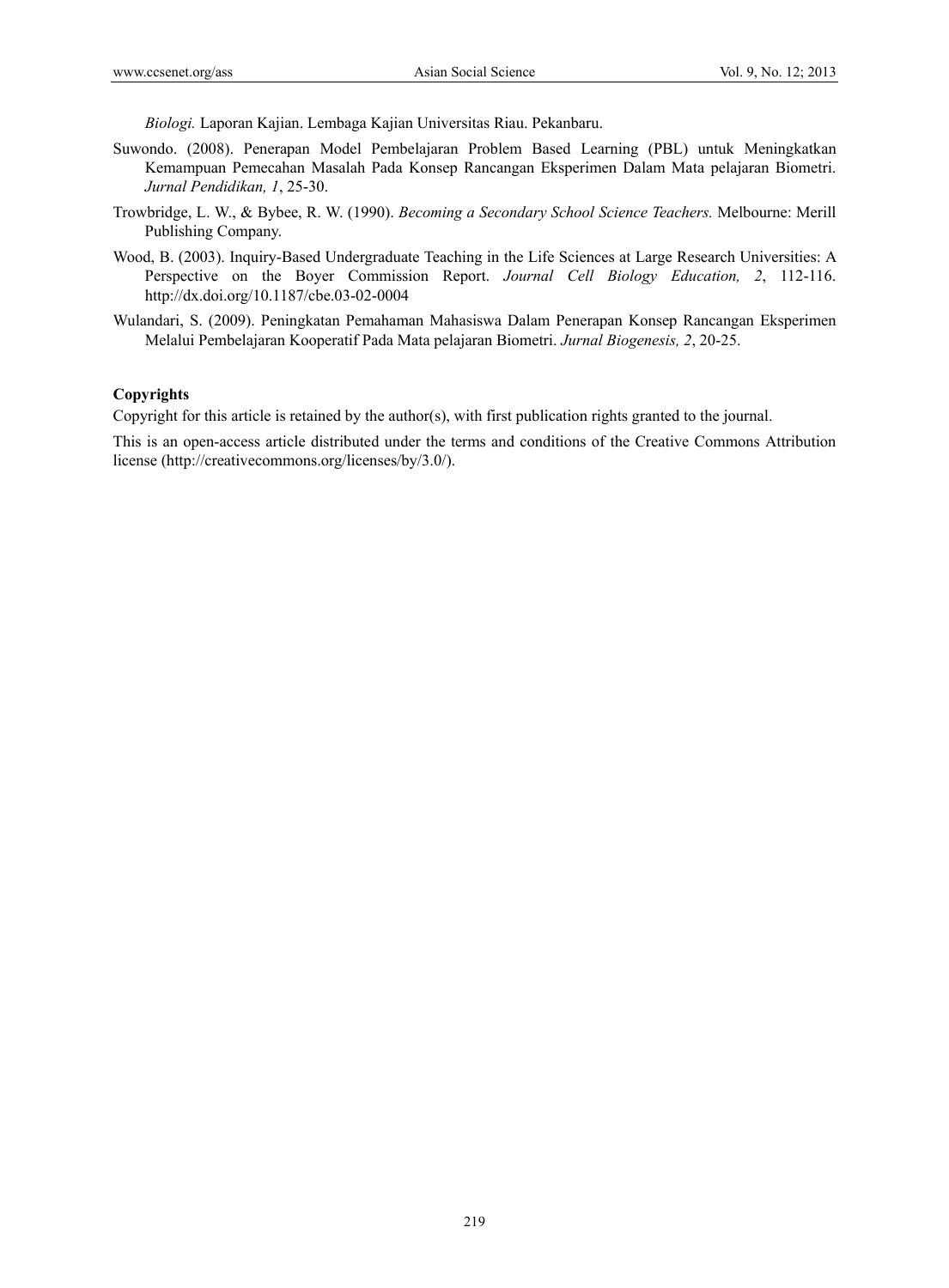*Biologi.* Laporan Kajian. Lembaga Kajian Universitas Riau. Pekanbaru.

Suwondo. (2008). Penerapan Model Pembelajaran Problem Based Learning (PBL) untuk Meningkatkan Kemampuan Pemecahan Masalah Pada Konsep Rancangan Eksperimen Dalam Mata pelajaran Biometri. *Jurnal Pendidikan, 1*, 25-30.

Trowbridge, L. W., & Bybee, R. W. (1990). *Becoming a Secondary School Science Teachers.* Melbourne: Merill Publishing Company.

Wood, B. (2003). Inquiry-Based Undergraduate Teaching in the Life Sciences at Large Research Universities: A Perspective on the Boyer Commission Report. *Journal Cell Biology Education, 2*, 112-116. http://dx.doi.org/10.1187/cbe.03-02-0004

Wulandari, S. (2009). Peningkatan Pemahaman Mahasiswa Dalam Penerapan Konsep Rancangan Eksperimen Melalui Pembelajaran Kooperatif Pada Mata pelajaran Biometri. *Jurnal Biogenesis, 2*, 20-25.

**Copyrights**

Copyright for this article is retained by the author(s), with first publication rights granted to the journal.

This is an open-access article distributed under the terms and conditions of the Creative Commons Attribution license (http://creativecommons.org/licenses/by/3.0/).